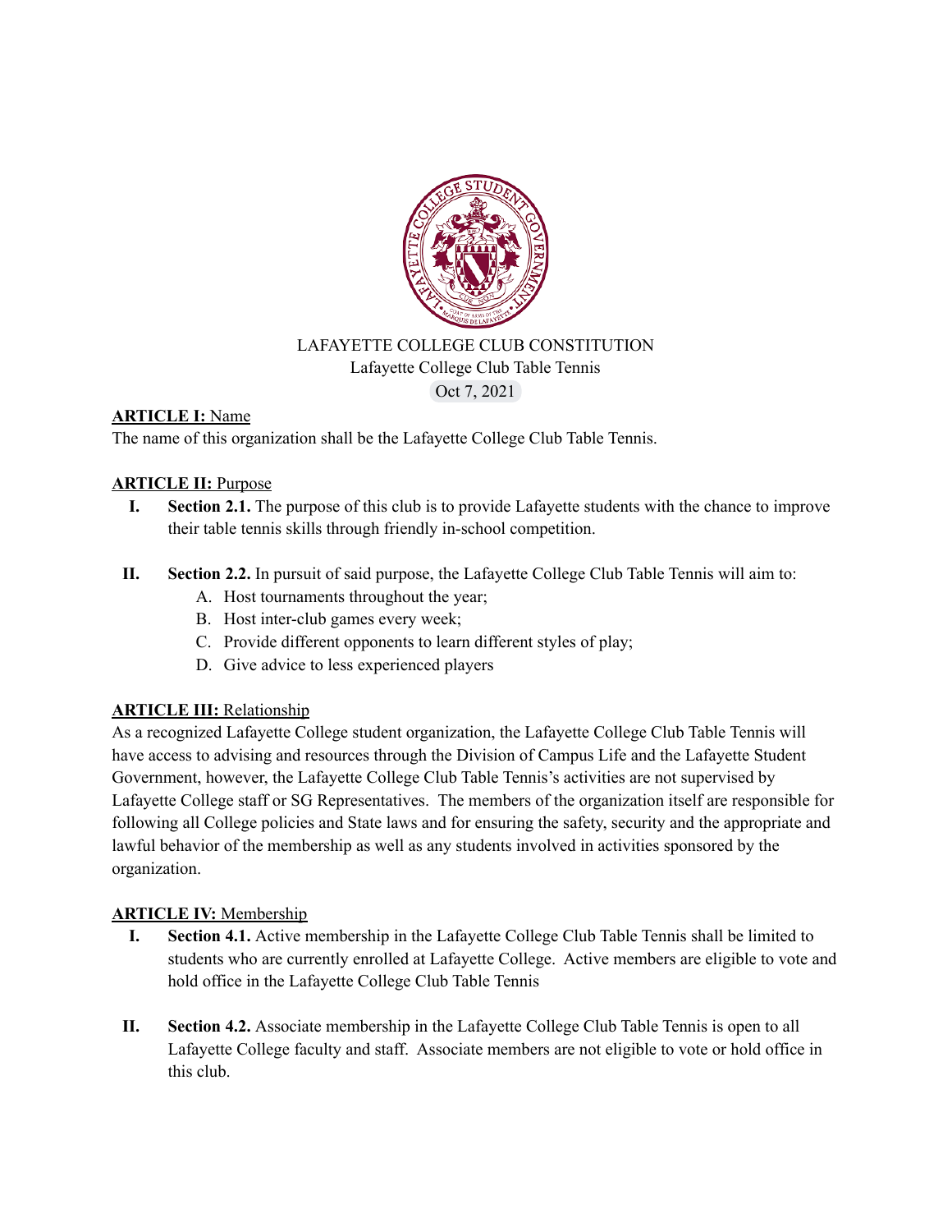LAFAYETTE COLLEGE CLUB CONSTITUTION
Lafayette College Club Table Tennis
Oct 7, 2021

**ARTICLE I:** Name

The name of this organization shall be the Lafayette College Club Table Tennis.

**ARTICLE II:** Purpose

I. **Section 2.1.** The purpose of this club is to provide Lafayette students with the chance to improve their table tennis skills through friendly in-school competition.

II. **Section 2.2.** In pursuit of said purpose, the Lafayette College Club Table Tennis will aim to:
   A. Host tournaments throughout the year;
   B. Host inter-club games every week;
   C. Provide different opponents to learn different styles of play;
   D. Give advice to less experienced players

**ARTICLE III:** Relationship

As a recognized Lafayette College student organization, the Lafayette College Club Table Tennis will have access to advising and resources through the Division of Campus Life and the Lafayette Student Government, however, the Lafayette College Club Table Tennis's activities are not supervised by Lafayette College staff or SG Representatives. The members of the organization itself are responsible for following all College policies and State laws and for ensuring the safety, security and the appropriate and lawful behavior of the membership as well as any students involved in activities sponsored by the organization.

**ARTICLE IV:** Membership

I. **Section 4.1.** Active membership in the Lafayette College Club Table Tennis shall be limited to students who are currently enrolled at Lafayette College. Active members are eligible to vote and hold office in the Lafayette College Club Table Tennis

II. **Section 4.2.** Associate membership in the Lafayette College Club Table Tennis is open to all Lafayette College faculty and staff. Associate members are not eligible to vote or hold office in this club.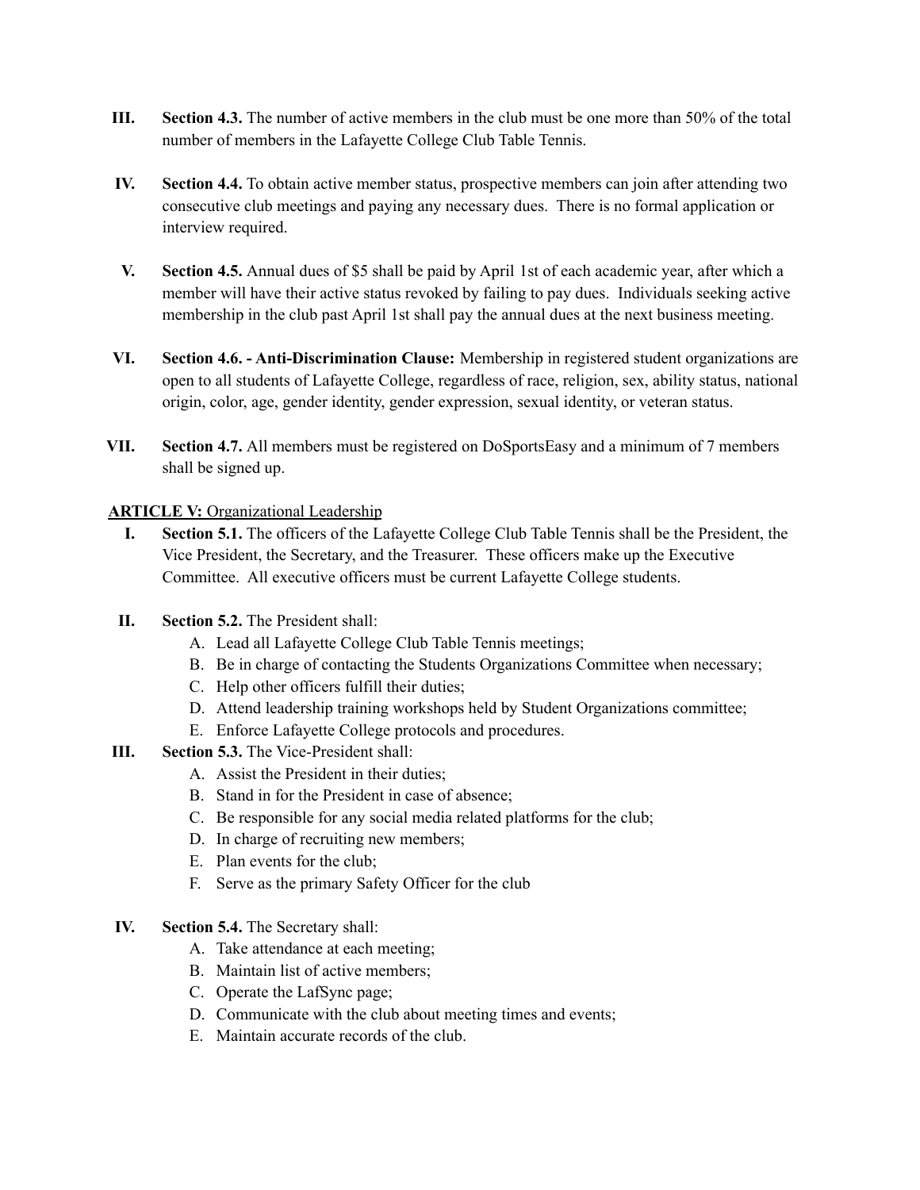III. **Section 4.3.** The number of active members in the club must be one more than 50% of the total number of members in the Lafayette College Club Table Tennis.

IV. **Section 4.4.** To obtain active member status, prospective members can join after attending two consecutive club meetings and paying any necessary dues. There is no formal application or interview required.

V. **Section 4.5.** Annual dues of $5 shall be paid by April 1st of each academic year, after which a member will have their active status revoked by failing to pay dues. Individuals seeking active membership in the club past April 1st shall pay the annual dues at the next business meeting.

VI. **Section 4.6. - Anti-Discrimination Clause:** Membership in registered student organizations are open to all students of Lafayette College, regardless of race, religion, sex, ability status, national origin, color, age, gender identity, gender expression, sexual identity, or veteran status.

VII. **Section 4.7.** All members must be registered on DoSportsEasy and a minimum of 7 members shall be signed up.

**ARTICLE V:** Organizational Leadership

I. **Section 5.1.** The officers of the Lafayette College Club Table Tennis shall be the President, the Vice President, the Secretary, and the Treasurer. These officers make up the Executive Committee. All executive officers must be current Lafayette College students.

II. **Section 5.2.** The President shall:
   - A. Lead all Lafayette College Club Table Tennis meetings;
   - B. Be in charge of contacting the Students Organizations Committee when necessary;
   - C. Help other officers fulfill their duties;
   - D. Attend leadership training workshops held by Student Organizations committee;
   - E. Enforce Lafayette College protocols and procedures.

III. **Section 5.3.** The Vice-President shall:
   - A. Assist the President in their duties;
   - B. Stand in for the President in case of absence;
   - C. Be responsible for any social media related platforms for the club;
   - D. In charge of recruiting new members;
   - E. Plan events for the club;
   - F. Serve as the primary Safety Officer for the club

IV. **Section 5.4.** The Secretary shall:
   - A. Take attendance at each meeting;
   - B. Maintain list of active members;
   - C. Operate the LafSync page;
   - D. Communicate with the club about meeting times and events;
   - E. Maintain accurate records of the club.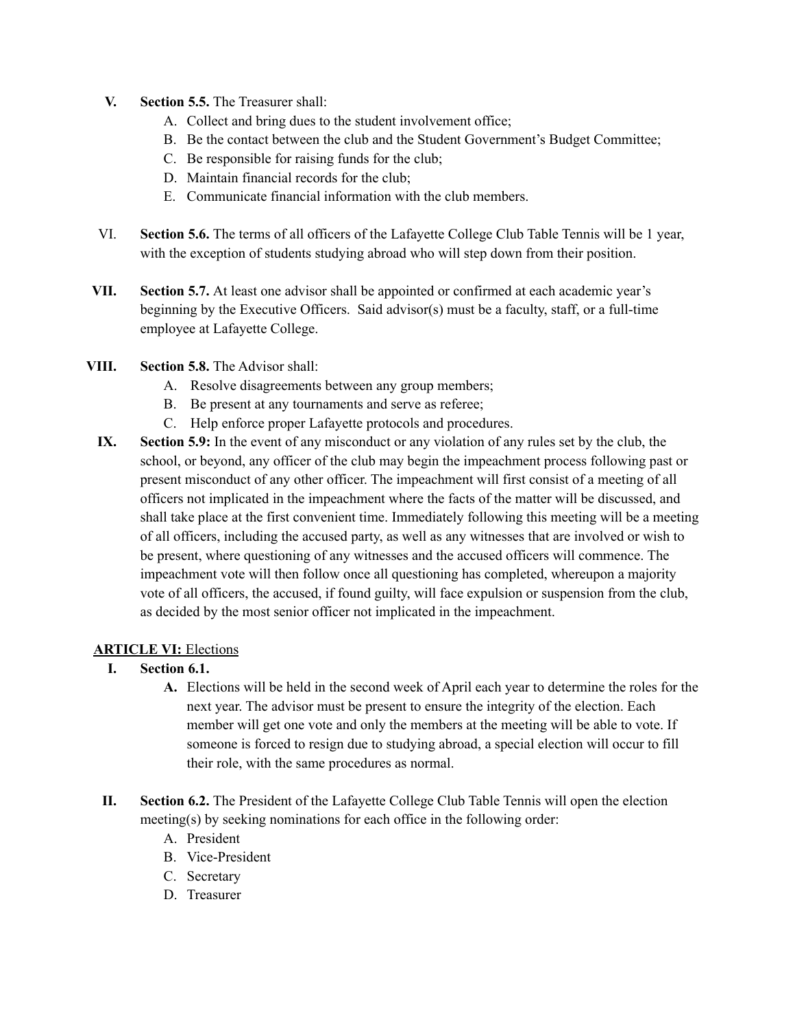**V.** **Section 5.5.** The Treasurer shall:

A. Collect and bring dues to the student involvement office;
B. Be the contact between the club and the Student Government's Budget Committee;
C. Be responsible for raising funds for the club;
D. Maintain financial records for the club;
E. Communicate financial information with the club members.

VI. **Section 5.6.** The terms of all officers of the Lafayette College Club Table Tennis will be 1 year, with the exception of students studying abroad who will step down from their position.

**VII.** **Section 5.7.** At least one advisor shall be appointed or confirmed at each academic year's beginning by the Executive Officers. Said advisor(s) must be a faculty, staff, or a full-time employee at Lafayette College.

**VIII.** **Section 5.8.** The Advisor shall:

A. Resolve disagreements between any group members;
B. Be present at any tournaments and serve as referee;
C. Help enforce proper Lafayette protocols and procedures.

**IX.** **Section 5.9:** In the event of any misconduct or any violation of any rules set by the club, the school, or beyond, any officer of the club may begin the impeachment process following past or present misconduct of any other officer. The impeachment will first consist of a meeting of all officers not implicated in the impeachment where the facts of the matter will be discussed, and shall take place at the first convenient time. Immediately following this meeting will be a meeting of all officers, including the accused party, as well as any witnesses that are involved or wish to be present, where questioning of any witnesses and the accused officers will commence. The impeachment vote will then follow once all questioning has completed, whereupon a majority vote of all officers, the accused, if found guilty, will face expulsion or suspension from the club, as decided by the most senior officer not implicated in the impeachment.

## **ARTICLE VI:** Elections

**I.** **Section 6.1.**

**A.** Elections will be held in the second week of April each year to determine the roles for the next year. The advisor must be present to ensure the integrity of the election. Each member will get one vote and only the members at the meeting will be able to vote. If someone is forced to resign due to studying abroad, a special election will occur to fill their role, with the same procedures as normal.

**II.** **Section 6.2.** The President of the Lafayette College Club Table Tennis will open the election meeting(s) by seeking nominations for each office in the following order:

A. President
B. Vice-President
C. Secretary
D. Treasurer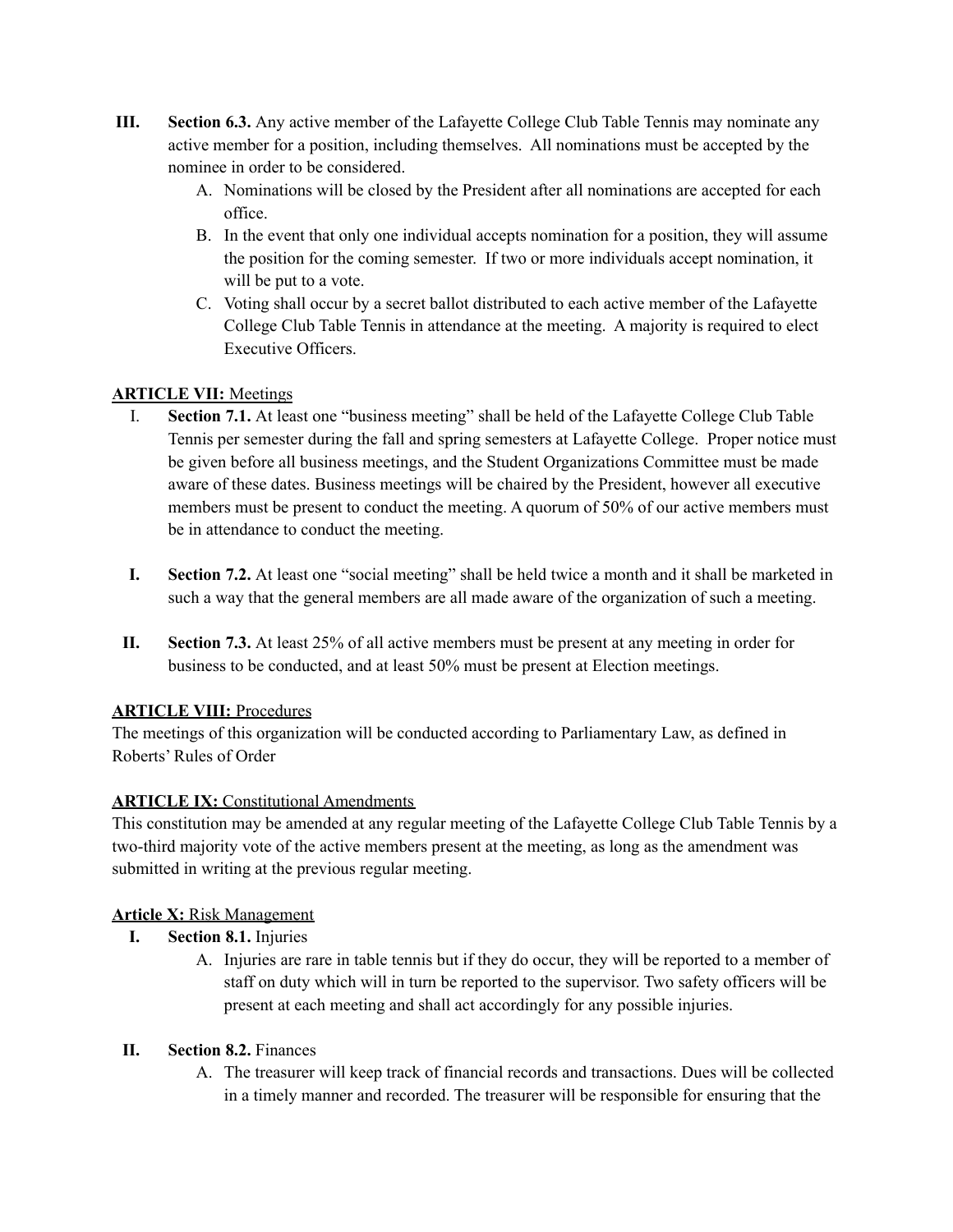III. **Section 6.3.** Any active member of the Lafayette College Club Table Tennis may nominate any active member for a position, including themselves. All nominations must be accepted by the nominee in order to be considered.

   A. Nominations will be closed by the President after all nominations are accepted for each office.
   B. In the event that only one individual accepts nomination for a position, they will assume the position for the coming semester. If two or more individuals accept nomination, it will be put to a vote.
   C. Voting shall occur by a secret ballot distributed to each active member of the Lafayette College Club Table Tennis in attendance at the meeting. A majority is required to elect Executive Officers.

**ARTICLE VII:** Meetings

I. **Section 7.1.** At least one "business meeting" shall be held of the Lafayette College Club Table Tennis per semester during the fall and spring semesters at Lafayette College. Proper notice must be given before all business meetings, and the Student Organizations Committee must be made aware of these dates. Business meetings will be chaired by the President, however all executive members must be present to conduct the meeting. A quorum of 50% of our active members must be in attendance to conduct the meeting.

I. **Section 7.2.** At least one "social meeting" shall be held twice a month and it shall be marketed in such a way that the general members are all made aware of the organization of such a meeting.

II. **Section 7.3.** At least 25% of all active members must be present at any meeting in order for business to be conducted, and at least 50% must be present at Election meetings.

**ARTICLE VIII:** Procedures

The meetings of this organization will be conducted according to Parliamentary Law, as defined in Roberts' Rules of Order

**ARTICLE IX:** Constitutional Amendments

This constitution may be amended at any regular meeting of the Lafayette College Club Table Tennis by a two-third majority vote of the active members present at the meeting, as long as the amendment was submitted in writing at the previous regular meeting.

**Article X:** Risk Management

I. **Section 8.1.** Injuries

   A. Injuries are rare in table tennis but if they do occur, they will be reported to a member of staff on duty which will in turn be reported to the supervisor. Two safety officers will be present at each meeting and shall act accordingly for any possible injuries.

II. **Section 8.2.** Finances

   A. The treasurer will keep track of financial records and transactions. Dues will be collected in a timely manner and recorded. The treasurer will be responsible for ensuring that the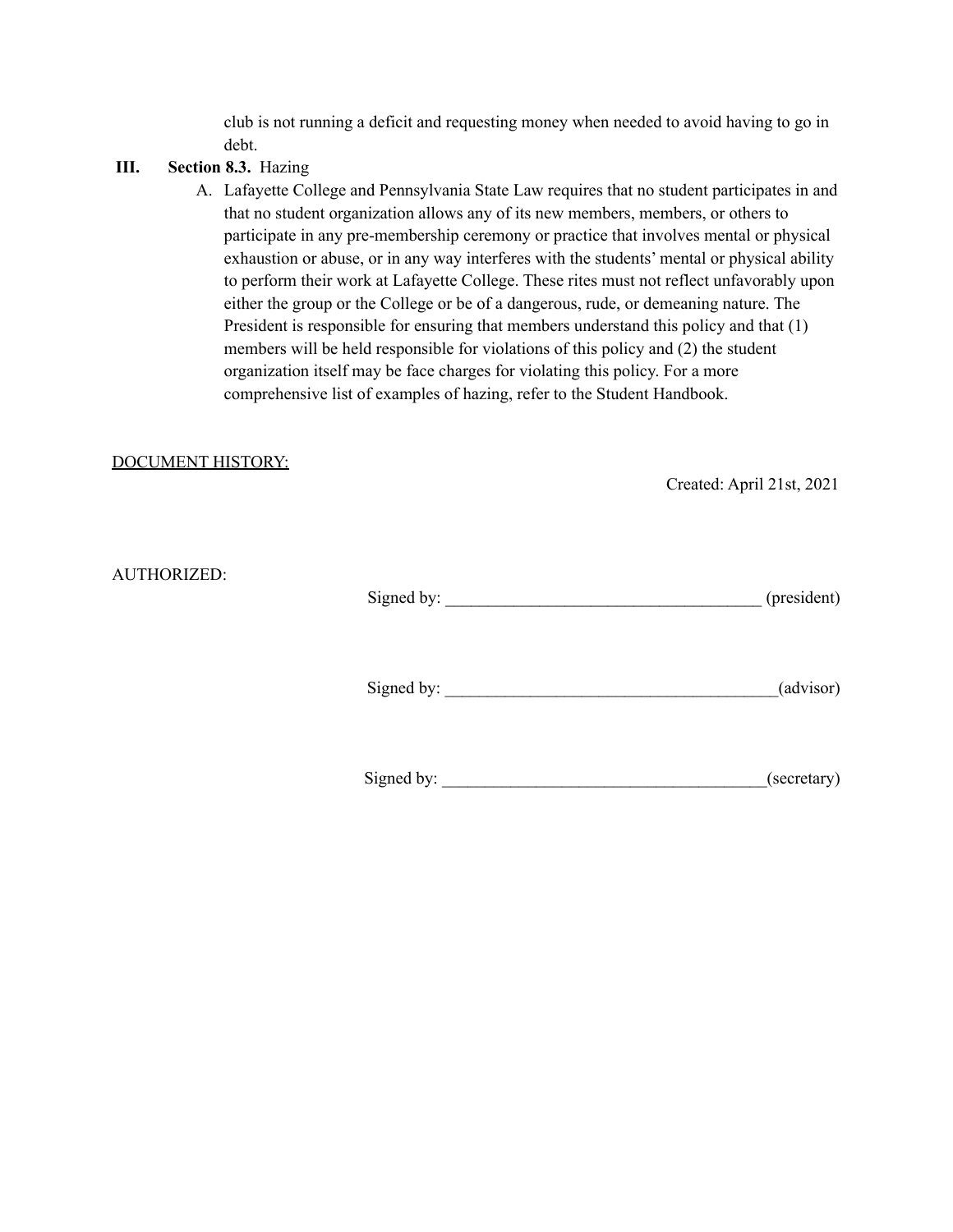club is not running a deficit and requesting money when needed to avoid having to go in debt.

**III. Section 8.3.** Hazing

A. Lafayette College and Pennsylvania State Law requires that no student participates in and that no student organization allows any of its new members, members, or others to participate in any pre-membership ceremony or practice that involves mental or physical exhaustion or abuse, or in any way interferes with the students' mental or physical ability to perform their work at Lafayette College. These rites must not reflect unfavorably upon either the group or the College or be of a dangerous, rude, or demeaning nature. The President is responsible for ensuring that members understand this policy and that (1) members will be held responsible for violations of this policy and (2) the student organization itself may be face charges for violating this policy. For a more comprehensive list of examples of hazing, refer to the Student Handbook.

<u>DOCUMENT HISTORY:</u>

Created: April 21st, 2021

AUTHORIZED:

Signed by: _____________________________________ (president)

Signed by: _______________________________________(advisor)

Signed by: ______________________________________(secretary)